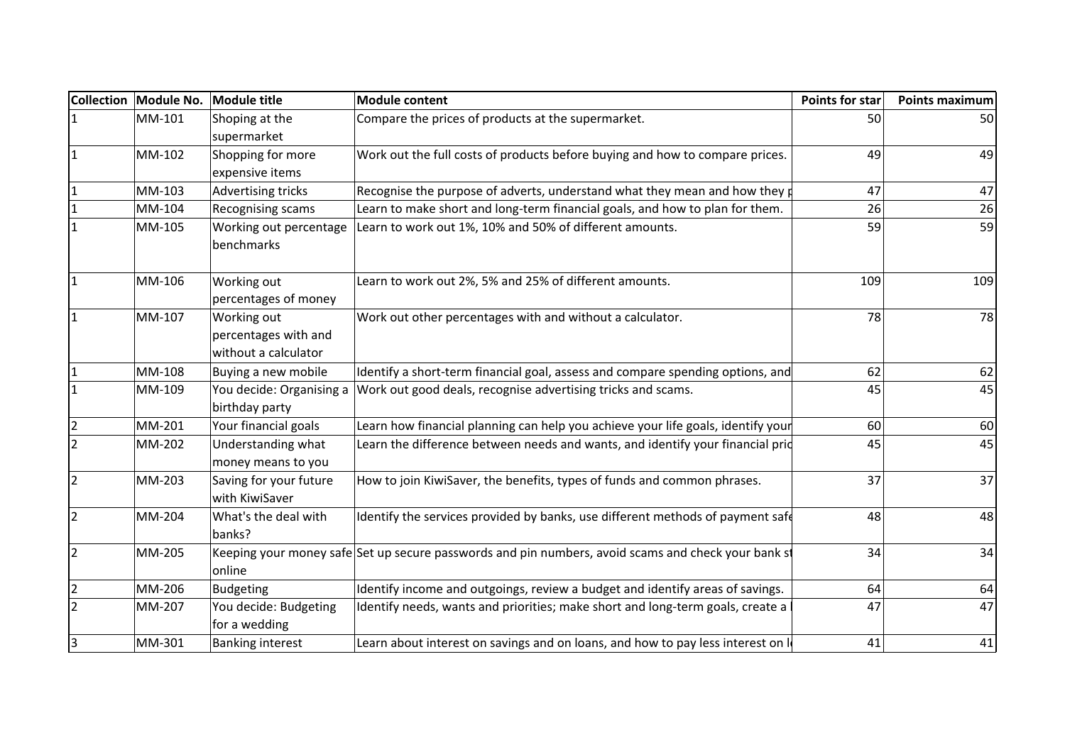| Collection | Module No. | Module title | Module content | Points for star | Points maximum |
|---|---|---|---|---|---|
| 1 | MM-101 | Shoping at the supermarket | Compare the prices of products at the supermarket. | 50 | 50 |
| 1 | MM-102 | Shopping for more expensive items | Work out the full costs of products before buying and how to compare prices. | 49 | 49 |
| 1 | MM-103 | Advertising tricks | Recognise the purpose of adverts, understand what they mean and how they p | 47 | 47 |
| 1 | MM-104 | Recognising scams | Learn to make short and long-term financial goals, and how to plan for them. | 26 | 26 |
| 1 | MM-105 | Working out percentage benchmarks | Learn to work out 1%, 10% and 50% of different amounts. | 59 | 59 |
| 1 | MM-106 | Working out percentages of money | Learn to work out 2%, 5% and 25% of different amounts. | 109 | 109 |
| 1 | MM-107 | Working out percentages with and without a calculator | Work out other percentages with and without a calculator. | 78 | 78 |
| 1 | MM-108 | Buying a new mobile | Identify a short-term financial goal, assess and compare spending options, and | 62 | 62 |
| 1 | MM-109 | You decide: Organising a birthday party | Work out good deals, recognise advertising tricks and scams. | 45 | 45 |
| 2 | MM-201 | Your financial goals | Learn how financial planning can help you achieve your life goals, identify your | 60 | 60 |
| 2 | MM-202 | Understanding what money means to you | Learn the difference between needs and wants, and identify your financial prio | 45 | 45 |
| 2 | MM-203 | Saving for your future with KiwiSaver | How to join KiwiSaver, the benefits, types of funds and common phrases. | 37 | 37 |
| 2 | MM-204 | What's the deal with banks? | Identify the services provided by banks, use different methods of payment safe | 48 | 48 |
| 2 | MM-205 | Keeping your money safe online | Set up secure passwords and pin numbers, avoid scams and check your bank st | 34 | 34 |
| 2 | MM-206 | Budgeting | Identify income and outgoings, review a budget and identify areas of savings. | 64 | 64 |
| 2 | MM-207 | You decide: Budgeting for a wedding | Identify needs, wants and priorities; make short and long-term goals, create a | 47 | 47 |
| 3 | MM-301 | Banking interest | Learn about interest on savings and on loans, and how to pay less interest on l | 41 | 41 |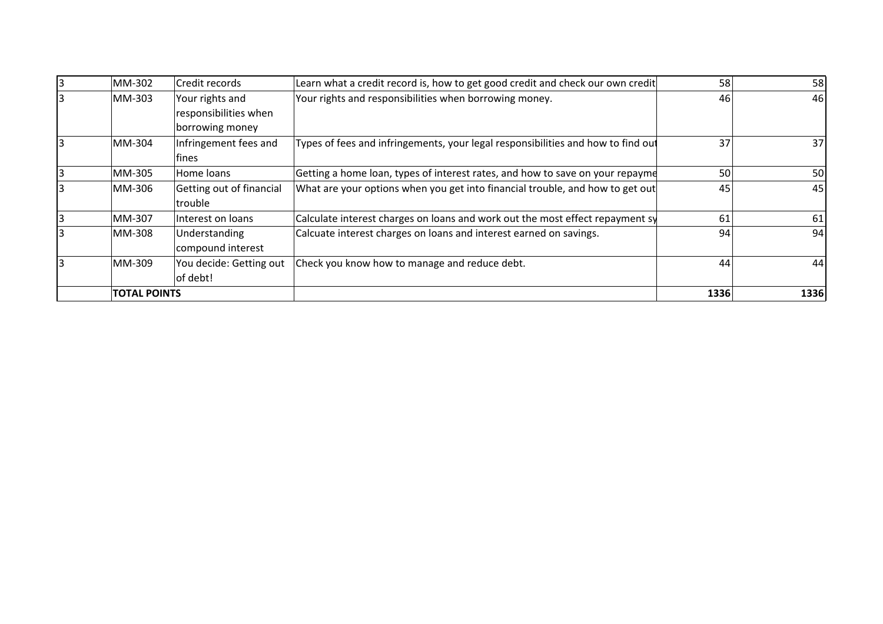| | | | | | |
|---|---|---|---|---|---|
| 3 | MM-302 | Credit records | Learn what a credit record is, how to get good credit and check our own credit | 58 | 58 |
| 3 | MM-303 | Your rights and responsibilities when borrowing money | Your rights and responsibilities when borrowing money. | 46 | 46 |
| 3 | MM-304 | Infringement fees and fines | Types of fees and infringements, your legal responsibilities and how to find out | 37 | 37 |
| 3 | MM-305 | Home loans | Getting a home loan, types of interest rates, and how to save on your repayme | 50 | 50 |
| 3 | MM-306 | Getting out of financial trouble | What are your options when you get into financial trouble, and how to get out | 45 | 45 |
| 3 | MM-307 | Interest on loans | Calculate interest charges on loans and work out the most effect repayment sy | 61 | 61 |
| 3 | MM-308 | Understanding compound interest | Calcuate interest charges on loans and interest earned on savings. | 94 | 94 |
| 3 | MM-309 | You decide: Getting out of debt! | Check you know how to manage and reduce debt. | 44 | 44 |
| | **TOTAL POINTS** | | | **1336** | **1336** |